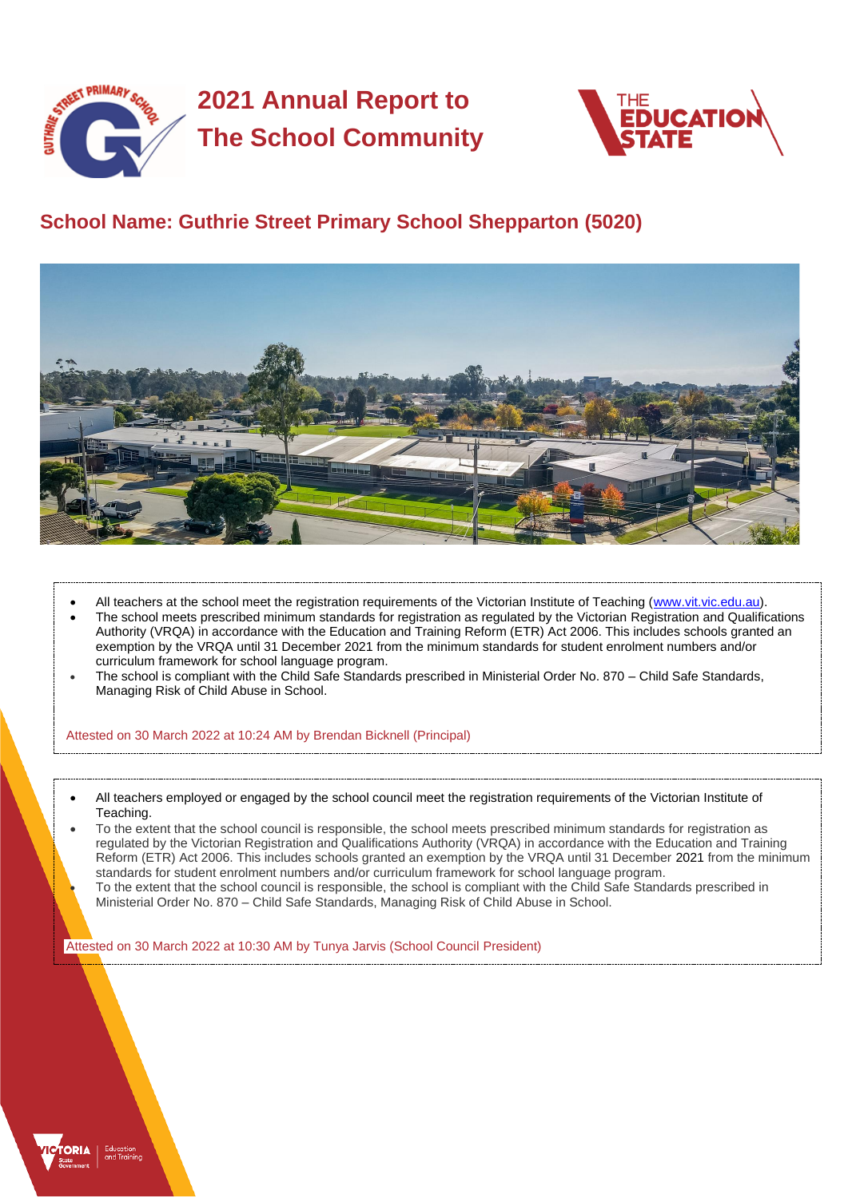# 2021 Annual Report to The School Community

## School Name: Guthrie Street Primary School Shepparton (5020)

- All teachers at the school meet the registration requirements of the Victorian Institute of Teaching (www.vit.vic.edu.au).
- The school meets prescribed minimum standards for registration as regulated by the Victorian Registration and Qualifications Authority (VRQA) in accordance with the Education and Training Reform (ETR) Act 2006. This includes schools granted an exemption by the VRQA until 31 December 2021 from the minimum standards for student enrolment numbers and/or curriculum framework for school language program.
- The school is compliant with the Child Safe Standards prescribed in Ministerial Order No. 870 – Child Safe Standards, Managing Risk of Child Abuse in School.

Attested on 30 March 2022 at 10:24 AM by Brendan Bicknell (Principal)

- All teachers employed or engaged by the school council meet the registration requirements of the Victorian Institute of Teaching.
- To the extent that the school council is responsible, the school meets prescribed minimum standards for registration as regulated by the Victorian Registration and Qualifications Authority (VRQA) in accordance with the Education and Training Reform (ETR) Act 2006. This includes schools granted an exemption by the VRQA until 31 December 2021 from the minimum standards for student enrolment numbers and/or curriculum framework for school language program.
- To the extent that the school council is responsible, the school is compliant with the Child Safe Standards prescribed in Ministerial Order No. 870 – Child Safe Standards, Managing Risk of Child Abuse in School.

Attested on 30 March 2022 at 10:30 AM by Tunya Jarvis (School Council President)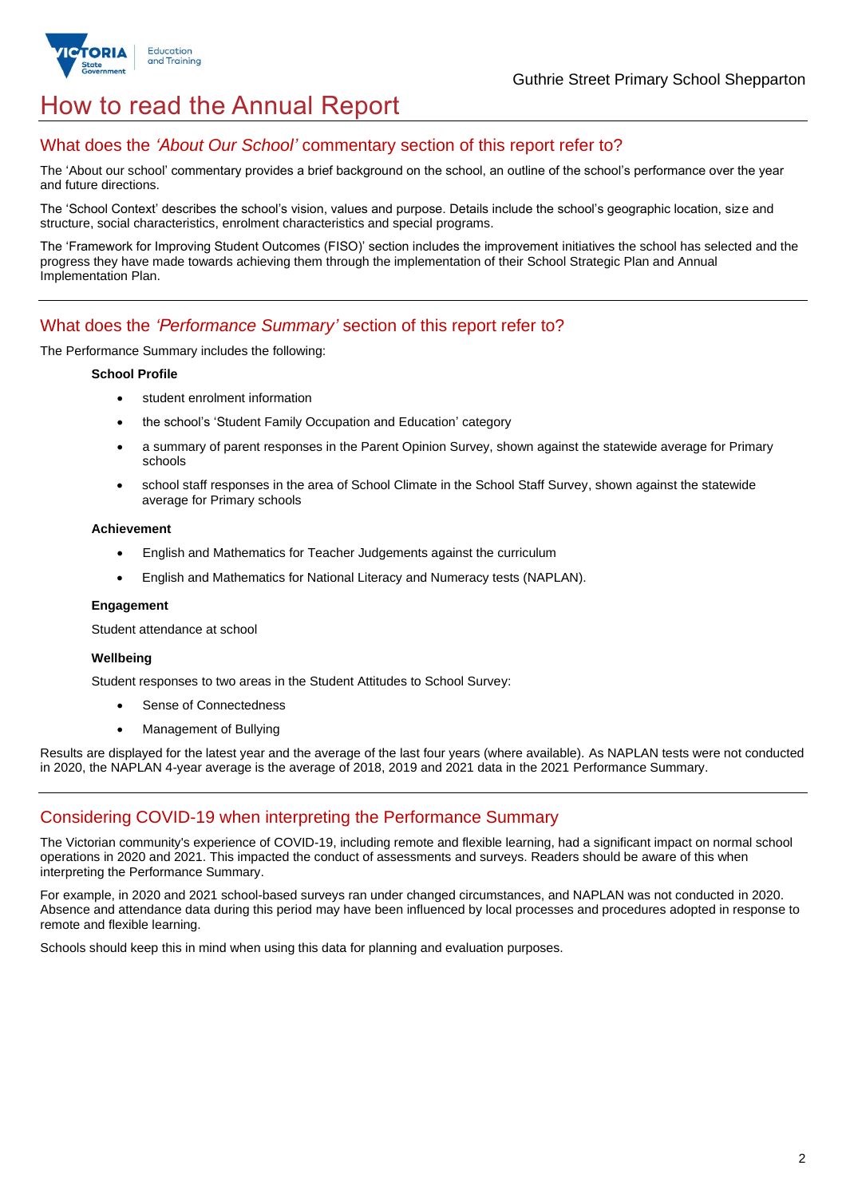# How to read the Annual Report

## What does the *'About Our School'* commentary section of this report refer to?

The 'About our school' commentary provides a brief background on the school, an outline of the school's performance over the year and future directions.

The 'School Context' describes the school's vision, values and purpose. Details include the school's geographic location, size and structure, social characteristics, enrolment characteristics and special programs.

The 'Framework for Improving Student Outcomes (FISO)' section includes the improvement initiatives the school has selected and the progress they have made towards achieving them through the implementation of their School Strategic Plan and Annual Implementation Plan.

## What does the *'Performance Summary'* section of this report refer to?

The Performance Summary includes the following:

**School Profile**

- student enrolment information
- the school's 'Student Family Occupation and Education' category
- a summary of parent responses in the Parent Opinion Survey, shown against the statewide average for Primary schools
- school staff responses in the area of School Climate in the School Staff Survey, shown against the statewide average for Primary schools

**Achievement**

- English and Mathematics for Teacher Judgements against the curriculum
- English and Mathematics for National Literacy and Numeracy tests (NAPLAN).

**Engagement**

Student attendance at school

**Wellbeing**

Student responses to two areas in the Student Attitudes to School Survey:

- Sense of Connectedness
- Management of Bullying

Results are displayed for the latest year and the average of the last four years (where available). As NAPLAN tests were not conducted in 2020, the NAPLAN 4-year average is the average of 2018, 2019 and 2021 data in the 2021 Performance Summary.

## Considering COVID-19 when interpreting the Performance Summary

The Victorian community's experience of COVID-19, including remote and flexible learning, had a significant impact on normal school operations in 2020 and 2021. This impacted the conduct of assessments and surveys. Readers should be aware of this when interpreting the Performance Summary.

For example, in 2020 and 2021 school-based surveys ran under changed circumstances, and NAPLAN was not conducted in 2020. Absence and attendance data during this period may have been influenced by local processes and procedures adopted in response to remote and flexible learning.

Schools should keep this in mind when using this data for planning and evaluation purposes.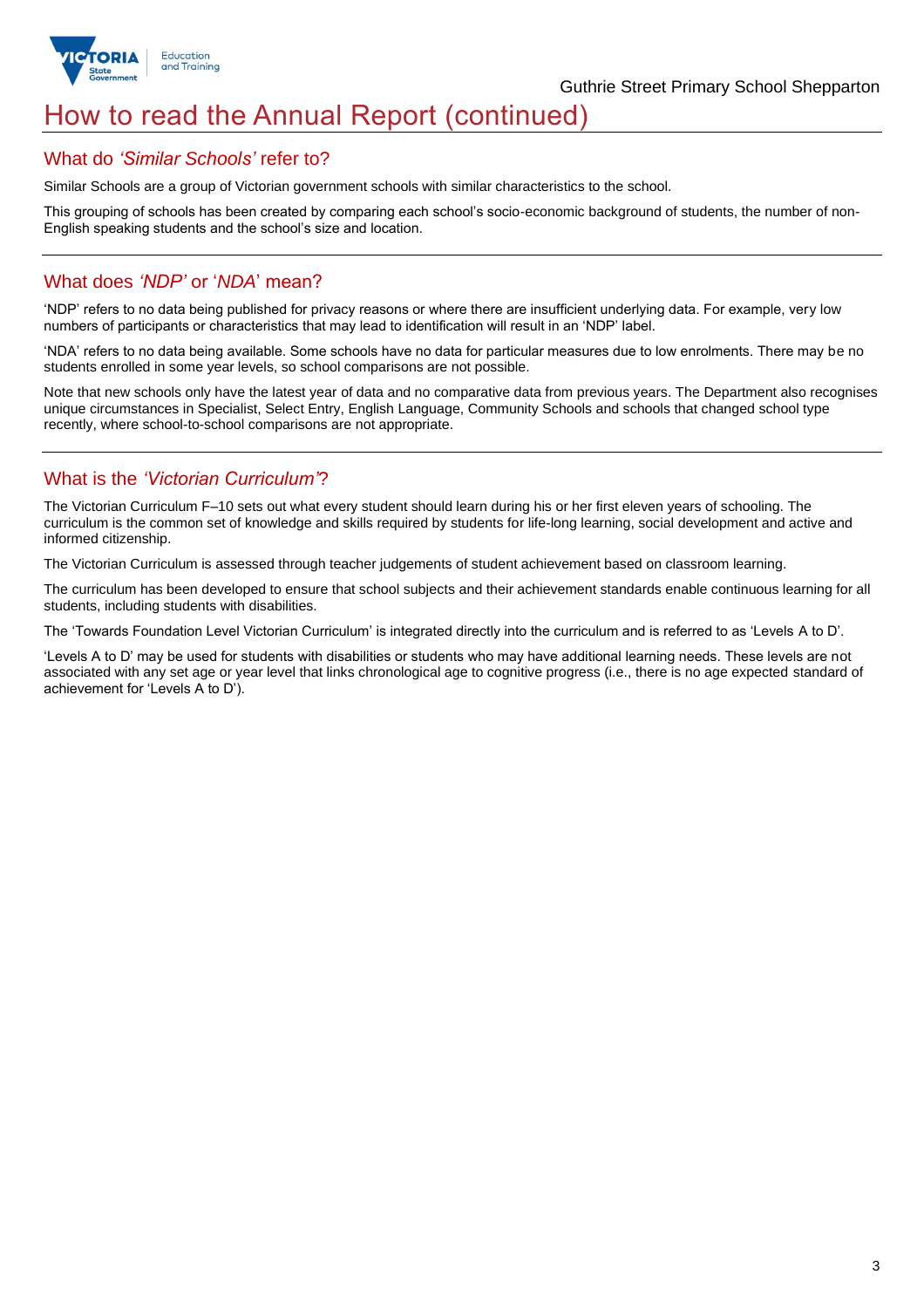# How to read the Annual Report (continued)

## What do *'Similar Schools'* refer to?

Similar Schools are a group of Victorian government schools with similar characteristics to the school.

This grouping of schools has been created by comparing each school's socio-economic background of students, the number of non-English speaking students and the school's size and location.

## What does *'NDP'* or '*NDA*' mean?

'NDP' refers to no data being published for privacy reasons or where there are insufficient underlying data. For example, very low numbers of participants or characteristics that may lead to identification will result in an 'NDP' label.

'NDA' refers to no data being available. Some schools have no data for particular measures due to low enrolments. There may be no students enrolled in some year levels, so school comparisons are not possible.

Note that new schools only have the latest year of data and no comparative data from previous years. The Department also recognises unique circumstances in Specialist, Select Entry, English Language, Community Schools and schools that changed school type recently, where school-to-school comparisons are not appropriate.

## What is the *'Victorian Curriculum'*?

The Victorian Curriculum F–10 sets out what every student should learn during his or her first eleven years of schooling. The curriculum is the common set of knowledge and skills required by students for life-long learning, social development and active and informed citizenship.

The Victorian Curriculum is assessed through teacher judgements of student achievement based on classroom learning.

The curriculum has been developed to ensure that school subjects and their achievement standards enable continuous learning for all students, including students with disabilities.

The 'Towards Foundation Level Victorian Curriculum' is integrated directly into the curriculum and is referred to as 'Levels A to D'.

'Levels A to D' may be used for students with disabilities or students who may have additional learning needs. These levels are not associated with any set age or year level that links chronological age to cognitive progress (i.e., there is no age expected standard of achievement for 'Levels A to D').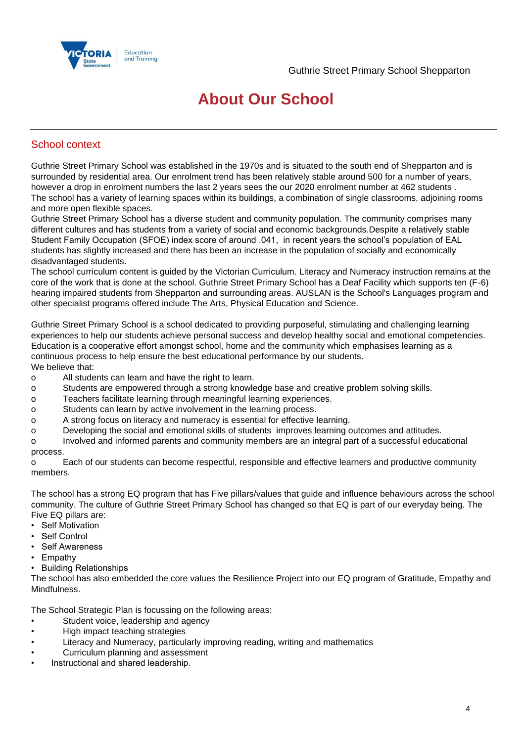# About Our School

## School context

Guthrie Street Primary School was established in the 1970s and is situated to the south end of Shepparton and is surrounded by residential area. Our enrolment trend has been relatively stable around 500 for a number of years, however a drop in enrolment numbers the last 2 years sees the our 2020 enrolment number at 462 students .
The school has a variety of learning spaces within its buildings, a combination of single classrooms, adjoining rooms and more open flexible spaces.
Guthrie Street Primary School has a diverse student and community population. The community comprises many different cultures and has students from a variety of social and economic backgrounds.Despite a relatively stable Student Family Occupation (SFOE) index score of around .041, in recent years the school's population of EAL students has slightly increased and there has been an increase in the population of socially and economically disadvantaged students.
The school curriculum content is guided by the Victorian Curriculum. Literacy and Numeracy instruction remains at the core of the work that is done at the school. Guthrie Street Primary School has a Deaf Facility which supports ten (F-6) hearing impaired students from Shepparton and surrounding areas. AUSLAN is the School's Languages program and other specialist programs offered include The Arts, Physical Education and Science.

Guthrie Street Primary School is a school dedicated to providing purposeful, stimulating and challenging learning experiences to help our students achieve personal success and develop healthy social and emotional competencies. Education is a cooperative effort amongst school, home and the community which emphasises learning as a continuous process to help ensure the best educational performance by our students.
We believe that:

- All students can learn and have the right to learn.
- Students are empowered through a strong knowledge base and creative problem solving skills.
- Teachers facilitate learning through meaningful learning experiences.
- Students can learn by active involvement in the learning process.
- A strong focus on literacy and numeracy is essential for effective learning.
- Developing the social and emotional skills of students improves learning outcomes and attitudes.
- Involved and informed parents and community members are an integral part of a successful educational process.
- Each of our students can become respectful, responsible and effective learners and productive community members.

The school has a strong EQ program that has Five pillars/values that guide and influence behaviours across the school community. The culture of Guthrie Street Primary School has changed so that EQ is part of our everyday being. The Five EQ pillars are:

- Self Motivation
- Self Control
- Self Awareness
- Empathy
- Building Relationships

The school has also embedded the core values the Resilience Project into our EQ program of Gratitude, Empathy and Mindfulness.

The School Strategic Plan is focussing on the following areas:

- Student voice, leadership and agency
- High impact teaching strategies
- Literacy and Numeracy, particularly improving reading, writing and mathematics
- Curriculum planning and assessment
- Instructional and shared leadership.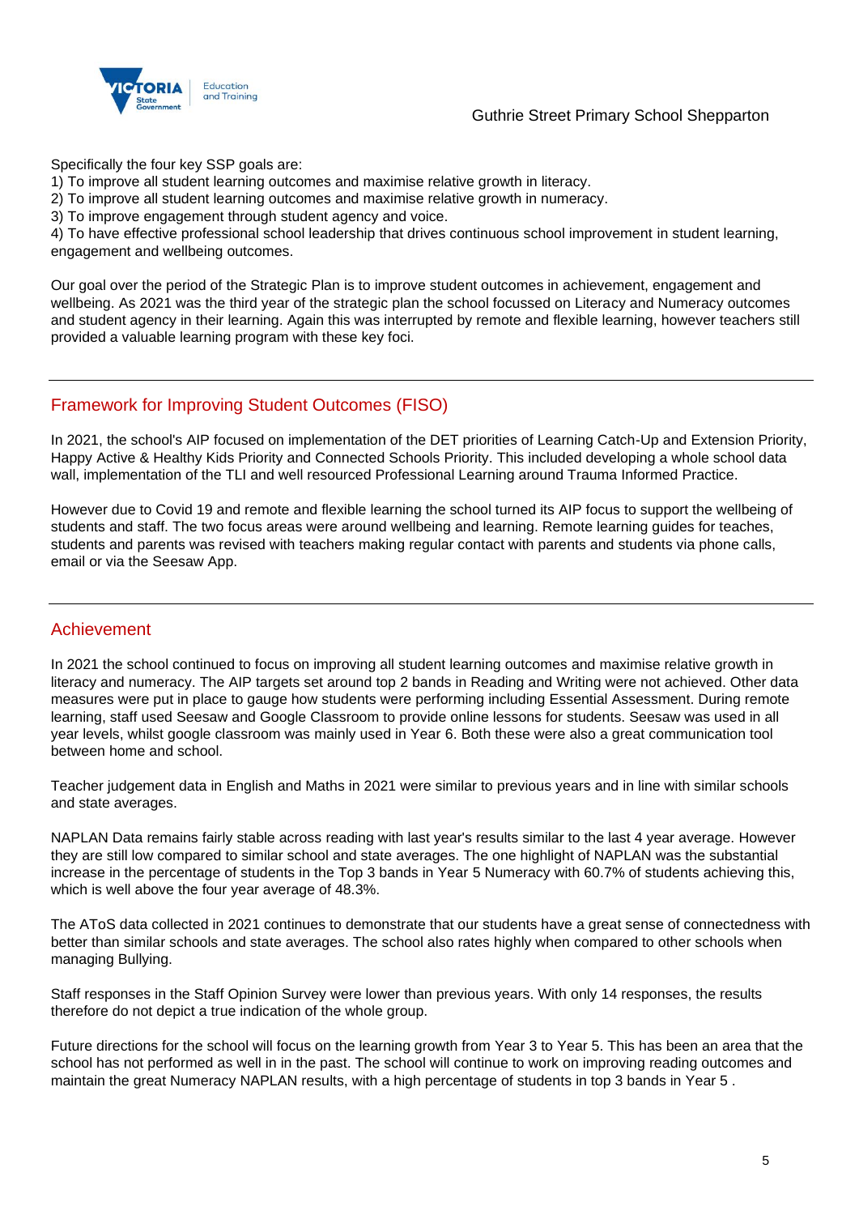Specifically the four key SSP goals are:
1) To improve all student learning outcomes and maximise relative growth in literacy.
2) To improve all student learning outcomes and maximise relative growth in numeracy.
3) To improve engagement through student agency and voice.
4) To have effective professional school leadership that drives continuous school improvement in student learning, engagement and wellbeing outcomes.

Our goal over the period of the Strategic Plan is to improve student outcomes in achievement, engagement and wellbeing. As 2021 was the third year of the strategic plan the school focussed on Literacy and Numeracy outcomes and student agency in their learning. Again this was interrupted by remote and flexible learning, however teachers still provided a valuable learning program with these key foci.

## Framework for Improving Student Outcomes (FISO)

In 2021, the school's AIP focused on implementation of the DET priorities of Learning Catch-Up and Extension Priority, Happy Active & Healthy Kids Priority and Connected Schools Priority. This included developing a whole school data wall, implementation of the TLI and well resourced Professional Learning around Trauma Informed Practice.

However due to Covid 19 and remote and flexible learning the school turned its AIP focus to support the wellbeing of students and staff. The two focus areas were around wellbeing and learning. Remote learning guides for teaches, students and parents was revised with teachers making regular contact with parents and students via phone calls, email or via the Seesaw App.

## Achievement

In 2021 the school continued to focus on improving all student learning outcomes and maximise relative growth in literacy and numeracy. The AIP targets set around top 2 bands in Reading and Writing were not achieved. Other data measures were put in place to gauge how students were performing including Essential Assessment. During remote learning, staff used Seesaw and Google Classroom to provide online lessons for students. Seesaw was used in all year levels, whilst google classroom was mainly used in Year 6. Both these were also a great communication tool between home and school.

Teacher judgement data in English and Maths in 2021 were similar to previous years and in line with similar schools and state averages.

NAPLAN Data remains fairly stable across reading with last year's results similar to the last 4 year average. However they are still low compared to similar school and state averages. The one highlight of NAPLAN was the substantial increase in the percentage of students in the Top 3 bands in Year 5 Numeracy with 60.7% of students achieving this, which is well above the four year average of 48.3%.

The AToS data collected in 2021 continues to demonstrate that our students have a great sense of connectedness with better than similar schools and state averages. The school also rates highly when compared to other schools when managing Bullying.

Staff responses in the Staff Opinion Survey were lower than previous years. With only 14 responses, the results therefore do not depict a true indication of the whole group.

Future directions for the school will focus on the learning growth from Year 3 to Year 5. This has been an area that the school has not performed as well in in the past. The school will continue to work on improving reading outcomes and maintain the great Numeracy NAPLAN results, with a high percentage of students in top 3 bands in Year 5 .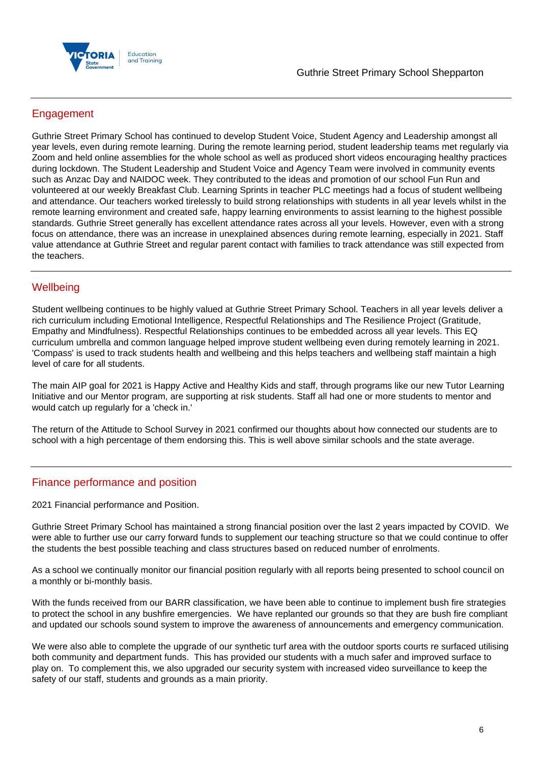## Engagement

Guthrie Street Primary School has continued to develop Student Voice, Student Agency and Leadership amongst all year levels, even during remote learning. During the remote learning period, student leadership teams met regularly via Zoom and held online assemblies for the whole school as well as produced short videos encouraging healthy practices during lockdown. The Student Leadership and Student Voice and Agency Team were involved in community events such as Anzac Day and NAIDOC week. They contributed to the ideas and promotion of our school Fun Run and volunteered at our weekly Breakfast Club. Learning Sprints in teacher PLC meetings had a focus of student wellbeing and attendance. Our teachers worked tirelessly to build strong relationships with students in all year levels whilst in the remote learning environment and created safe, happy learning environments to assist learning to the highest possible standards. Guthrie Street generally has excellent attendance rates across all your levels. However, even with a strong focus on attendance, there was an increase in unexplained absences during remote learning, especially in 2021. Staff value attendance at Guthrie Street and regular parent contact with families to track attendance was still expected from the teachers.

## Wellbeing

Student wellbeing continues to be highly valued at Guthrie Street Primary School. Teachers in all year levels deliver a rich curriculum including Emotional Intelligence, Respectful Relationships and The Resilience Project (Gratitude, Empathy and Mindfulness). Respectful Relationships continues to be embedded across all year levels. This EQ curriculum umbrella and common language helped improve student wellbeing even during remotely learning in 2021. 'Compass' is used to track students health and wellbeing and this helps teachers and wellbeing staff maintain a high level of care for all students.

The main AIP goal for 2021 is Happy Active and Healthy Kids and staff, through programs like our new Tutor Learning Initiative and our Mentor program, are supporting at risk students. Staff all had one or more students to mentor and would catch up regularly for a 'check in.'

The return of the Attitude to School Survey in 2021 confirmed our thoughts about how connected our students are to school with a high percentage of them endorsing this. This is well above similar schools and the state average.

## Finance performance and position

2021 Financial performance and Position.

Guthrie Street Primary School has maintained a strong financial position over the last 2 years impacted by COVID. We were able to further use our carry forward funds to supplement our teaching structure so that we could continue to offer the students the best possible teaching and class structures based on reduced number of enrolments.

As a school we continually monitor our financial position regularly with all reports being presented to school council on a monthly or bi-monthly basis.

With the funds received from our BARR classification, we have been able to continue to implement bush fire strategies to protect the school in any bushfire emergencies. We have replanted our grounds so that they are bush fire compliant and updated our schools sound system to improve the awareness of announcements and emergency communication.

We were also able to complete the upgrade of our synthetic turf area with the outdoor sports courts re surfaced utilising both community and department funds. This has provided our students with a much safer and improved surface to play on. To complement this, we also upgraded our security system with increased video surveillance to keep the safety of our staff, students and grounds as a main priority.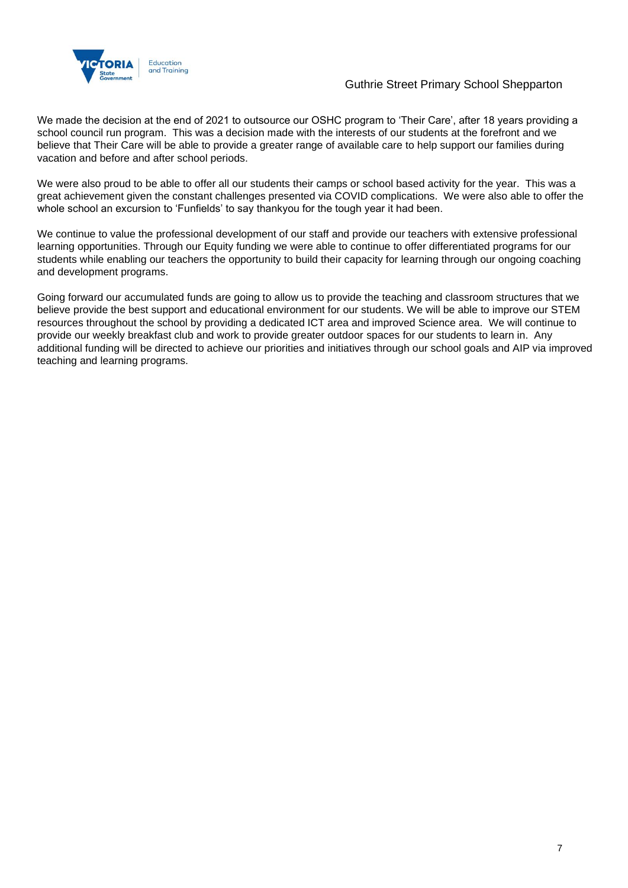We made the decision at the end of 2021 to outsource our OSHC program to 'Their Care', after 18 years providing a school council run program. This was a decision made with the interests of our students at the forefront and we believe that Their Care will be able to provide a greater range of available care to help support our families during vacation and before and after school periods.

We were also proud to be able to offer all our students their camps or school based activity for the year. This was a great achievement given the constant challenges presented via COVID complications. We were also able to offer the whole school an excursion to 'Funfields' to say thankyou for the tough year it had been.

We continue to value the professional development of our staff and provide our teachers with extensive professional learning opportunities. Through our Equity funding we were able to continue to offer differentiated programs for our students while enabling our teachers the opportunity to build their capacity for learning through our ongoing coaching and development programs.

Going forward our accumulated funds are going to allow us to provide the teaching and classroom structures that we believe provide the best support and educational environment for our students. We will be able to improve our STEM resources throughout the school by providing a dedicated ICT area and improved Science area. We will continue to provide our weekly breakfast club and work to provide greater outdoor spaces for our students to learn in. Any additional funding will be directed to achieve our priorities and initiatives through our school goals and AIP via improved teaching and learning programs.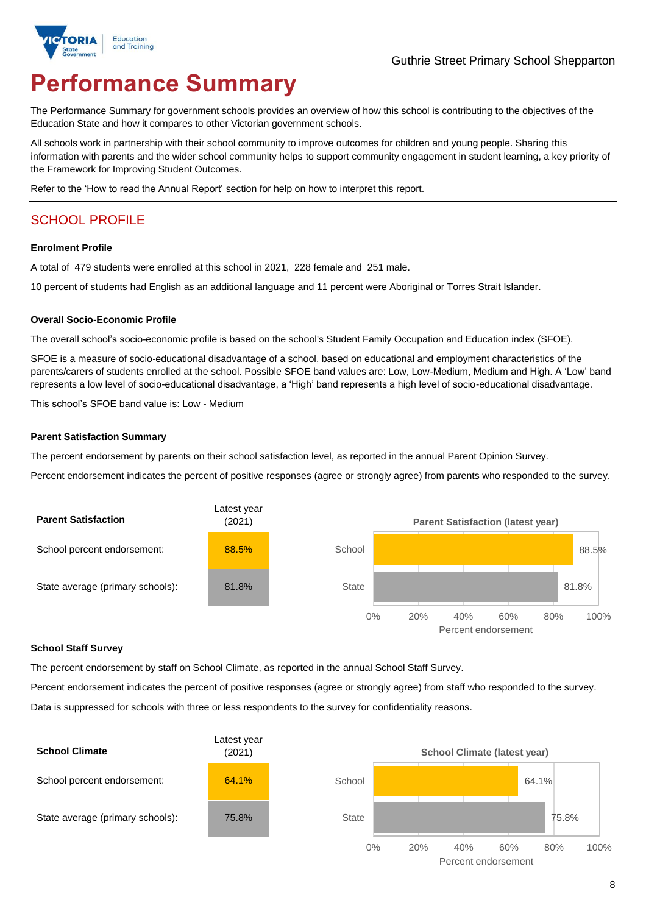# Performance Summary

The Performance Summary for government schools provides an overview of how this school is contributing to the objectives of the Education State and how it compares to other Victorian government schools.

All schools work in partnership with their school community to improve outcomes for children and young people. Sharing this information with parents and the wider school community helps to support community engagement in student learning, a key priority of the Framework for Improving Student Outcomes.

Refer to the 'How to read the Annual Report' section for help on how to interpret this report.

## SCHOOL PROFILE

### Enrolment Profile

A total of 479 students were enrolled at this school in 2021, 228 female and 251 male.

10 percent of students had English as an additional language and 11 percent were Aboriginal or Torres Strait Islander.

### Overall Socio-Economic Profile

The overall school's socio-economic profile is based on the school's Student Family Occupation and Education index (SFOE).

SFOE is a measure of socio-educational disadvantage of a school, based on educational and employment characteristics of the parents/carers of students enrolled at the school. Possible SFOE band values are: Low, Low-Medium, Medium and High. A 'Low' band represents a low level of socio-educational disadvantage, a 'High' band represents a high level of socio-educational disadvantage.

This school's SFOE band value is: Low - Medium

### Parent Satisfaction Summary

The percent endorsement by parents on their school satisfaction level, as reported in the annual Parent Opinion Survey.

Percent endorsement indicates the percent of positive responses (agree or strongly agree) from parents who responded to the survey.

| Parent Satisfaction | Latest year (2021) |
|---|---|
| School percent endorsement: | 88.5% |
| State average (primary schools): | 81.8% |

Parent Satisfaction (latest year)

| | Percent endorsement |
|---|---|
| School | 88.5% |
| State | 81.8% |

### School Staff Survey

The percent endorsement by staff on School Climate, as reported in the annual School Staff Survey.

Percent endorsement indicates the percent of positive responses (agree or strongly agree) from staff who responded to the survey.

Data is suppressed for schools with three or less respondents to the survey for confidentiality reasons.

| School Climate | Latest year (2021) |
|---|---|
| School percent endorsement: | 64.1% |
| State average (primary schools): | 75.8% |

School Climate (latest year)

| | Percent endorsement |
|---|---|
| School | 64.1% |
| State | 75.8% |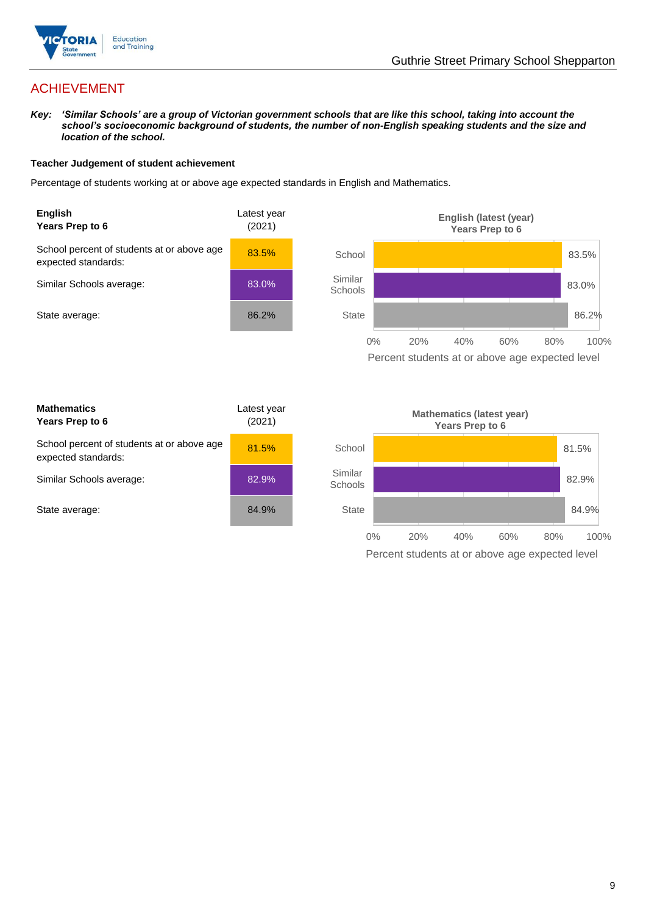# ACHIEVEMENT

***Key:*** ***'Similar Schools' are a group of Victorian government schools that are like this school, taking into account the school's socioeconomic background of students, the number of non-English speaking students and the size and location of the school.***

**Teacher Judgement of student achievement**

Percentage of students working at or above age expected standards in English and Mathematics.

| **English**<br>**Years Prep to 6** | Latest year (2021) |
|---|---|
| School percent of students at or above age expected standards: | 83.5% |
| Similar Schools average: | 83.0% |
| State average: | 86.2% |

**English (latest (year)**
**Years Prep to 6**

| | Percent students at or above age expected level |
|---|---|
| School | 83.5% |
| Similar Schools | 83.0% |
| State | 86.2% |

| **Mathematics**<br>**Years Prep to 6** | Latest year (2021) |
|---|---|
| School percent of students at or above age expected standards: | 81.5% |
| Similar Schools average: | 82.9% |
| State average: | 84.9% |

**Mathematics (latest year)**
**Years Prep to 6**

| | Percent students at or above age expected level |
|---|---|
| School | 81.5% |
| Similar Schools | 82.9% |
| State | 84.9% |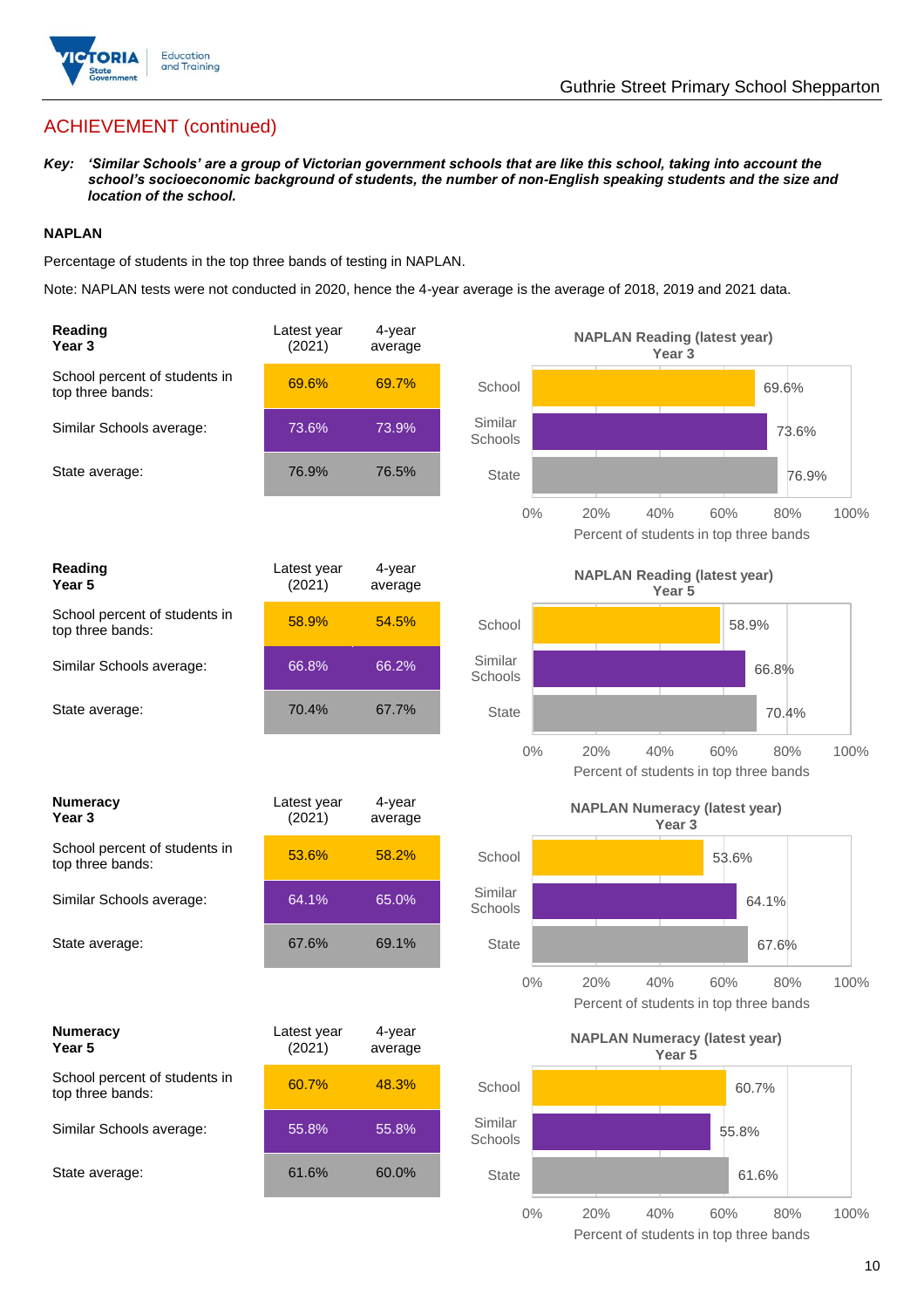## ACHIEVEMENT (continued)

***Key:*** ***'Similar Schools' are a group of Victorian government schools that are like this school, taking into account the school's socioeconomic background of students, the number of non-English speaking students and the size and location of the school.***

### NAPLAN

Percentage of students in the top three bands of testing in NAPLAN.

Note: NAPLAN tests were not conducted in 2020, hence the 4-year average is the average of 2018, 2019 and 2021 data.

| **Reading Year 3** | Latest year (2021) | 4-year average |
|---|---|---|
| School percent of students in top three bands: | 69.6% | 69.7% |
| Similar Schools average: | 73.6% | 73.9% |
| State average: | 76.9% | 76.5% |

**NAPLAN Reading (latest year) Year 3**

| | Percent of students in top three bands |
|---|---|
| School | 69.6% |
| Similar Schools | 73.6% |
| State | 76.9% |

| **Reading Year 5** | Latest year (2021) | 4-year average |
|---|---|---|
| School percent of students in top three bands: | 58.9% | 54.5% |
| Similar Schools average: | 66.8% | 66.2% |
| State average: | 70.4% | 67.7% |

**NAPLAN Reading (latest year) Year 5**

| | Percent of students in top three bands |
|---|---|
| School | 58.9% |
| Similar Schools | 66.8% |
| State | 70.4% |

| **Numeracy Year 3** | Latest year (2021) | 4-year average |
|---|---|---|
| School percent of students in top three bands: | 53.6% | 58.2% |
| Similar Schools average: | 64.1% | 65.0% |
| State average: | 67.6% | 69.1% |

**NAPLAN Numeracy (latest year) Year 3**

| | Percent of students in top three bands |
|---|---|
| School | 53.6% |
| Similar Schools | 64.1% |
| State | 67.6% |

| **Numeracy Year 5** | Latest year (2021) | 4-year average |
|---|---|---|
| School percent of students in top three bands: | 60.7% | 48.3% |
| Similar Schools average: | 55.8% | 55.8% |
| State average: | 61.6% | 60.0% |

**NAPLAN Numeracy (latest year) Year 5**

| | Percent of students in top three bands |
|---|---|
| School | 60.7% |
| Similar Schools | 55.8% |
| State | 61.6% |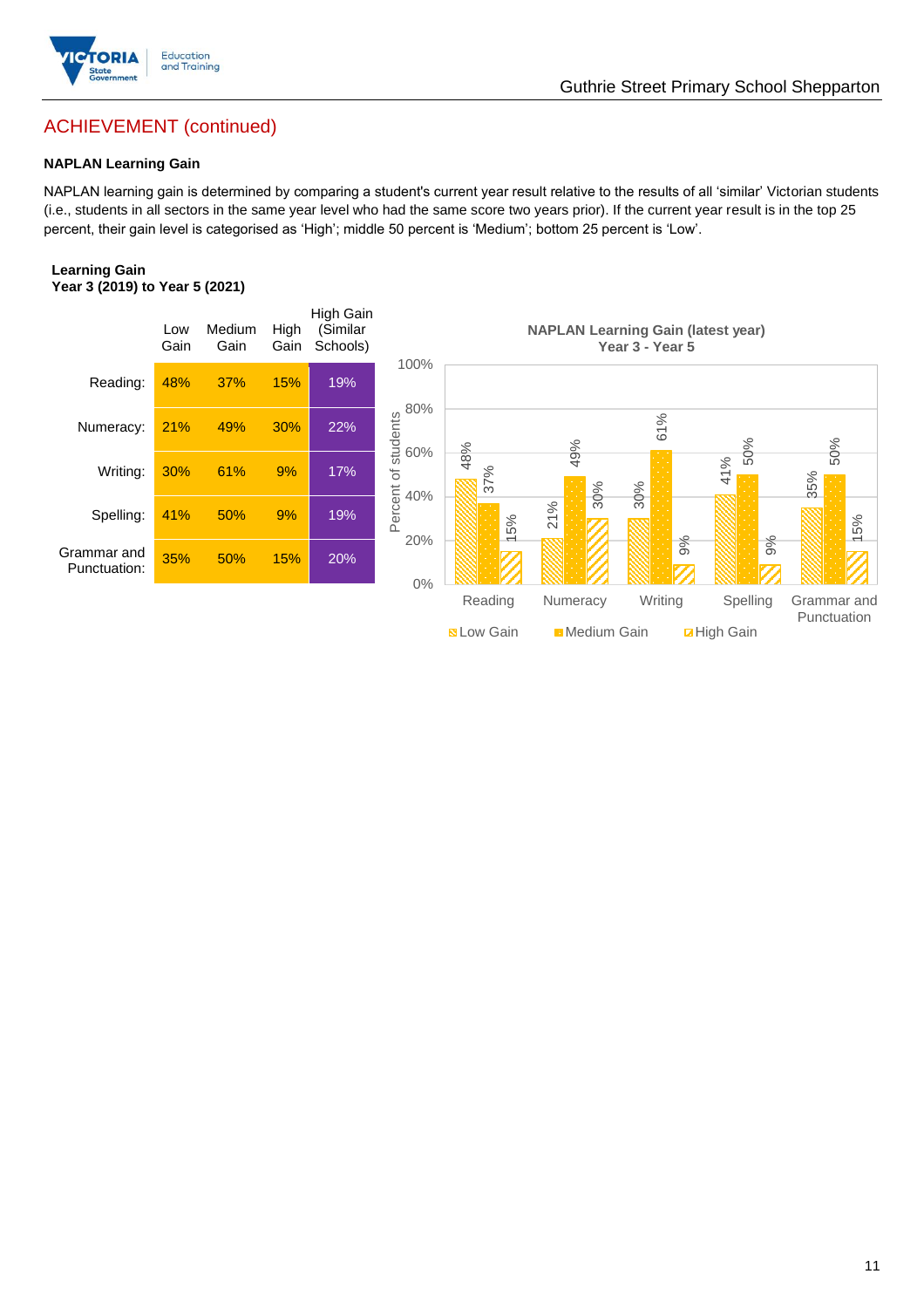## ACHIEVEMENT (continued)

### NAPLAN Learning Gain

NAPLAN learning gain is determined by comparing a student's current year result relative to the results of all 'similar' Victorian students (i.e., students in all sectors in the same year level who had the same score two years prior). If the current year result is in the top 25 percent, their gain level is categorised as 'High'; middle 50 percent is 'Medium'; bottom 25 percent is 'Low'.

**Learning Gain**
**Year 3 (2019) to Year 5 (2021)**

| | Low Gain | Medium Gain | High Gain | High Gain (Similar Schools) |
|---|---|---|---|---|
| Reading: | 48% | 37% | 15% | 19% |
| Numeracy: | 21% | 49% | 30% | 22% |
| Writing: | 30% | 61% | 9% | 17% |
| Spelling: | 41% | 50% | 9% | 19% |
| Grammar and Punctuation: | 35% | 50% | 15% | 20% |

**NAPLAN Learning Gain (latest year)**
**Year 3 - Year 5**

| | Low Gain | Medium Gain | High Gain |
|---|---|---|---|
| Reading | 48% | 37% | 15% |
| Numeracy | 21% | 49% | 30% |
| Writing | 30% | 61% | 9% |
| Spelling | 41% | 50% | 9% |
| Grammar and Punctuation | 35% | 50% | 15% |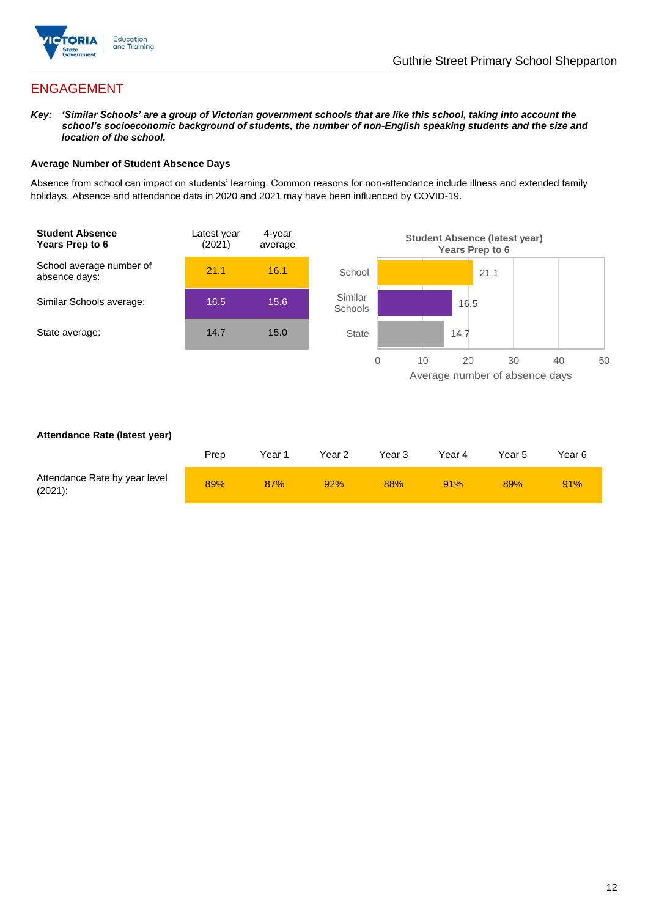## ENGAGEMENT

***Key:** 'Similar Schools' are a group of Victorian government schools that are like this school, taking into account the school's socioeconomic background of students, the number of non-English speaking students and the size and location of the school.*

### Average Number of Student Absence Days

Absence from school can impact on students' learning. Common reasons for non-attendance include illness and extended family holidays. Absence and attendance data in 2020 and 2021 may have been influenced by COVID-19.

| Student Absence Years Prep to 6 | Latest year (2021) | 4-year average |
|---|---|---|
| School average number of absence days: | 21.1 | 16.1 |
| Similar Schools average: | 16.5 | 15.6 |
| State average: | 14.7 | 15.0 |

**Student Absence (latest year) Years Prep to 6**

| | Average number of absence days |
|---|---|
| School | 21.1 |
| Similar Schools | 16.5 |
| State | 14.7 |

### Attendance Rate (latest year)

| | Prep | Year 1 | Year 2 | Year 3 | Year 4 | Year 5 | Year 6 |
|---|---|---|---|---|---|---|---|
| Attendance Rate by year level (2021): | 89% | 87% | 92% | 88% | 91% | 89% | 91% |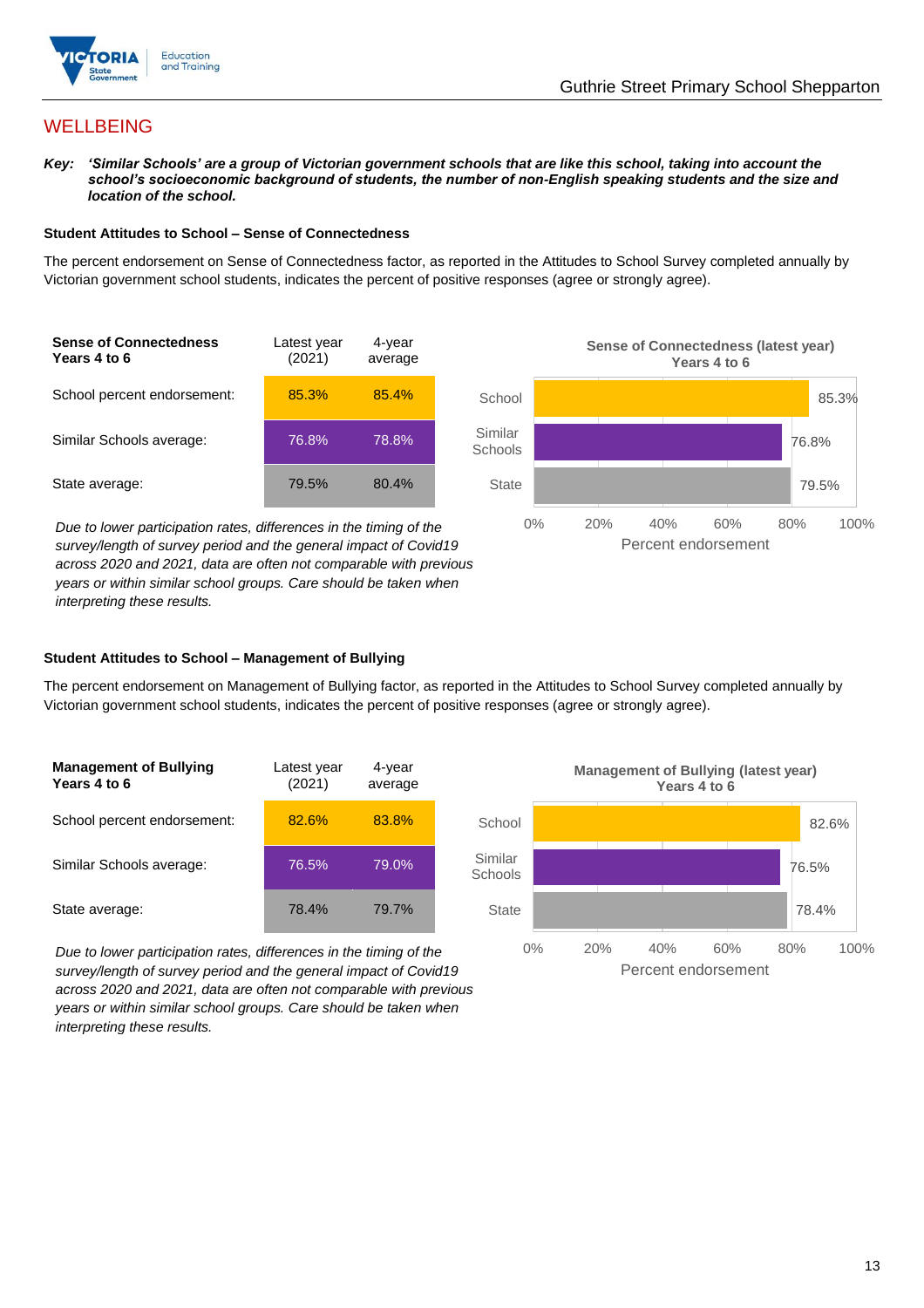## WELLBEING

***Key:** 'Similar Schools' are a group of Victorian government schools that are like this school, taking into account the school's socioeconomic background of students, the number of non-English speaking students and the size and location of the school.*

### Student Attitudes to School – Sense of Connectedness

The percent endorsement on Sense of Connectedness factor, as reported in the Attitudes to School Survey completed annually by Victorian government school students, indicates the percent of positive responses (agree or strongly agree).

| Sense of Connectedness Years 4 to 6 | Latest year (2021) | 4-year average |
|---|---|---|
| School percent endorsement: | 85.3% | 85.4% |
| Similar Schools average: | 76.8% | 78.8% |
| State average: | 79.5% | 80.4% |

*Due to lower participation rates, differences in the timing of the survey/length of survey period and the general impact of Covid19 across 2020 and 2021, data are often not comparable with previous years or within similar school groups. Care should be taken when interpreting these results.*

**Sense of Connectedness (latest year) Years 4 to 6**

| | Percent endorsement |
|---|---|
| School | 85.3% |
| Similar Schools | 76.8% |
| State | 79.5% |

### Student Attitudes to School – Management of Bullying

The percent endorsement on Management of Bullying factor, as reported in the Attitudes to School Survey completed annually by Victorian government school students, indicates the percent of positive responses (agree or strongly agree).

| Management of Bullying Years 4 to 6 | Latest year (2021) | 4-year average |
|---|---|---|
| School percent endorsement: | 82.6% | 83.8% |
| Similar Schools average: | 76.5% | 79.0% |
| State average: | 78.4% | 79.7% |

*Due to lower participation rates, differences in the timing of the survey/length of survey period and the general impact of Covid19 across 2020 and 2021, data are often not comparable with previous years or within similar school groups. Care should be taken when interpreting these results.*

**Management of Bullying (latest year) Years 4 to 6**

| | Percent endorsement |
|---|---|
| School | 82.6% |
| Similar Schools | 76.5% |
| State | 78.4% |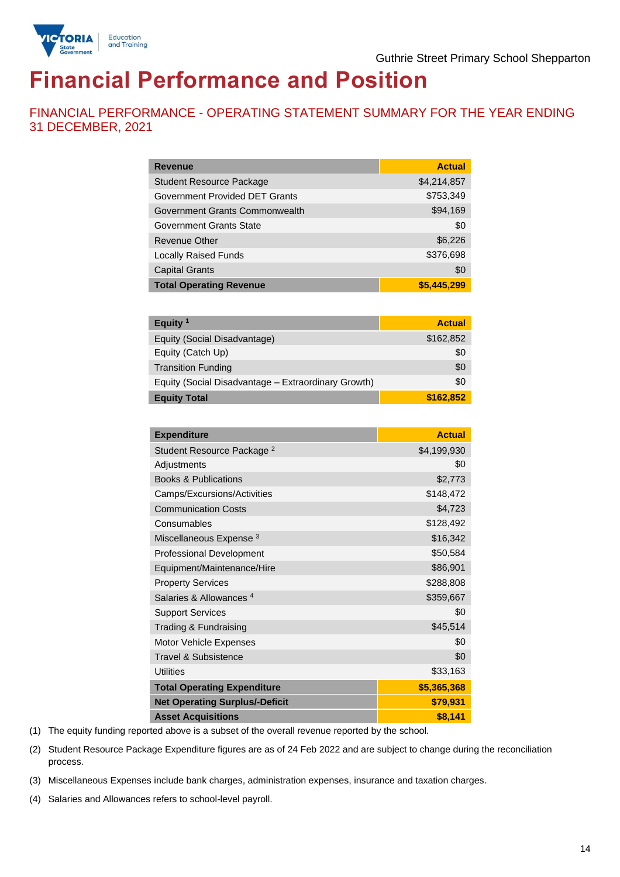# Financial Performance and Position

## FINANCIAL PERFORMANCE - OPERATING STATEMENT SUMMARY FOR THE YEAR ENDING 31 DECEMBER, 2021

| Revenue | Actual |
|---|---|
| Student Resource Package | $4,214,857 |
| Government Provided DET Grants | $753,349 |
| Government Grants Commonwealth | $94,169 |
| Government Grants State | $0 |
| Revenue Other | $6,226 |
| Locally Raised Funds | $376,698 |
| Capital Grants | $0 |
| **Total Operating Revenue** | **$5,445,299** |

| Equity [1] | Actual |
|---|---|
| Equity (Social Disadvantage) | $162,852 |
| Equity (Catch Up) | $0 |
| Transition Funding | $0 |
| Equity (Social Disadvantage – Extraordinary Growth) | $0 |
| **Equity Total** | **$162,852** |

| Expenditure | Actual |
|---|---|
| Student Resource Package [2] | $4,199,930 |
| Adjustments | $0 |
| Books & Publications | $2,773 |
| Camps/Excursions/Activities | $148,472 |
| Communication Costs | $4,723 |
| Consumables | $128,492 |
| Miscellaneous Expense [3] | $16,342 |
| Professional Development | $50,584 |
| Equipment/Maintenance/Hire | $86,901 |
| Property Services | $288,808 |
| Salaries & Allowances [4] | $359,667 |
| Support Services | $0 |
| Trading & Fundraising | $45,514 |
| Motor Vehicle Expenses | $0 |
| Travel & Subsistence | $0 |
| Utilities | $33,163 |
| **Total Operating Expenditure** | **$5,365,368** |
| **Net Operating Surplus/-Deficit** | **$79,931** |
| **Asset Acquisitions** | **$8,141** |

(1) The equity funding reported above is a subset of the overall revenue reported by the school.

(2) Student Resource Package Expenditure figures are as of 24 Feb 2022 and are subject to change during the reconciliation process.

(3) Miscellaneous Expenses include bank charges, administration expenses, insurance and taxation charges.

(4) Salaries and Allowances refers to school-level payroll.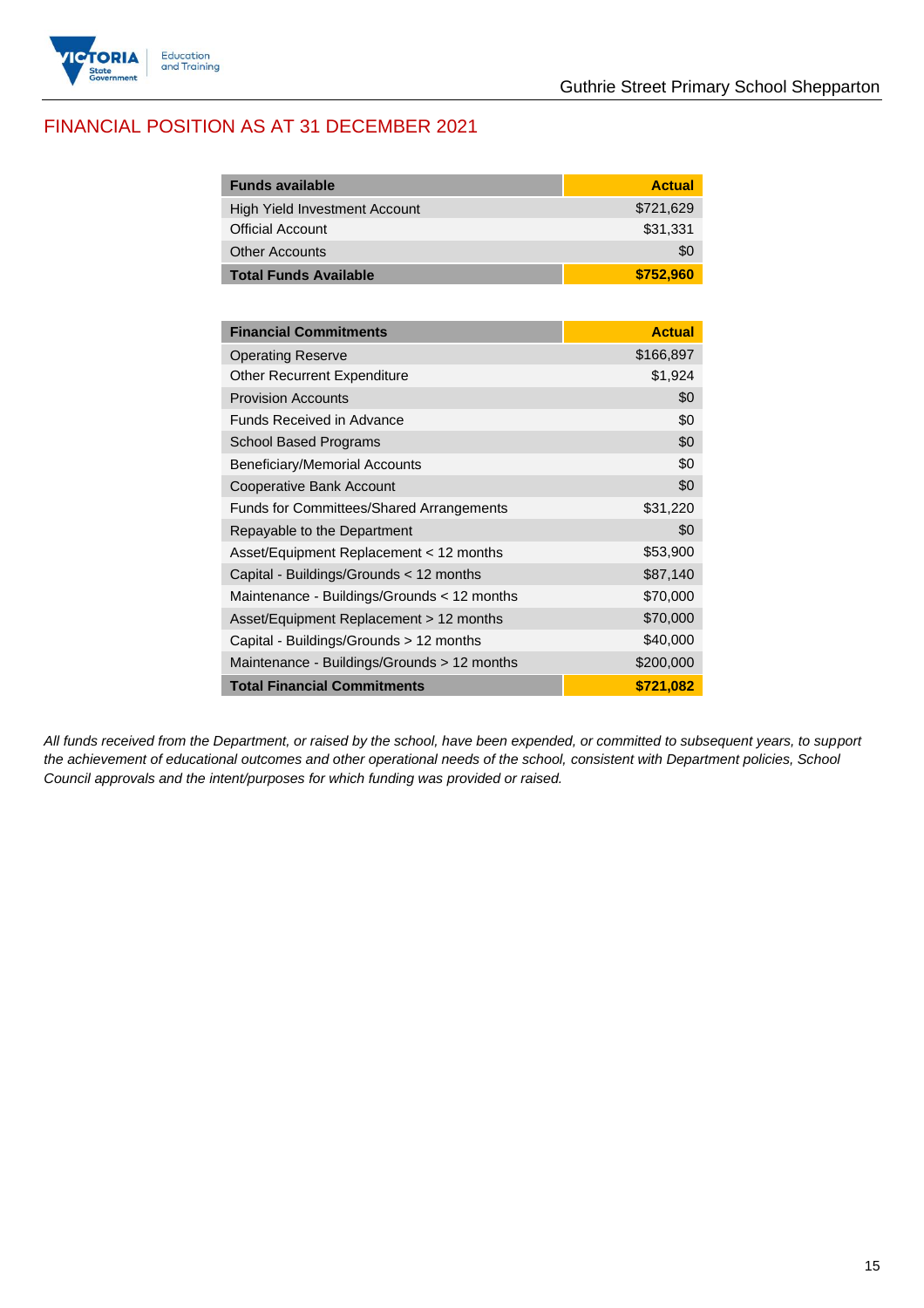# FINANCIAL POSITION AS AT 31 DECEMBER 2021

| Funds available | Actual |
|---|---|
| High Yield Investment Account | $721,629 |
| Official Account | $31,331 |
| Other Accounts | $0 |
| **Total Funds Available** | **$752,960** |

| Financial Commitments | Actual |
|---|---|
| Operating Reserve | $166,897 |
| Other Recurrent Expenditure | $1,924 |
| Provision Accounts | $0 |
| Funds Received in Advance | $0 |
| School Based Programs | $0 |
| Beneficiary/Memorial Accounts | $0 |
| Cooperative Bank Account | $0 |
| Funds for Committees/Shared Arrangements | $31,220 |
| Repayable to the Department | $0 |
| Asset/Equipment Replacement < 12 months | $53,900 |
| Capital - Buildings/Grounds < 12 months | $87,140 |
| Maintenance - Buildings/Grounds < 12 months | $70,000 |
| Asset/Equipment Replacement > 12 months | $70,000 |
| Capital - Buildings/Grounds > 12 months | $40,000 |
| Maintenance - Buildings/Grounds > 12 months | $200,000 |
| **Total Financial Commitments** | **$721,082** |

*All funds received from the Department, or raised by the school, have been expended, or committed to subsequent years, to support the achievement of educational outcomes and other operational needs of the school, consistent with Department policies, School Council approvals and the intent/purposes for which funding was provided or raised.*